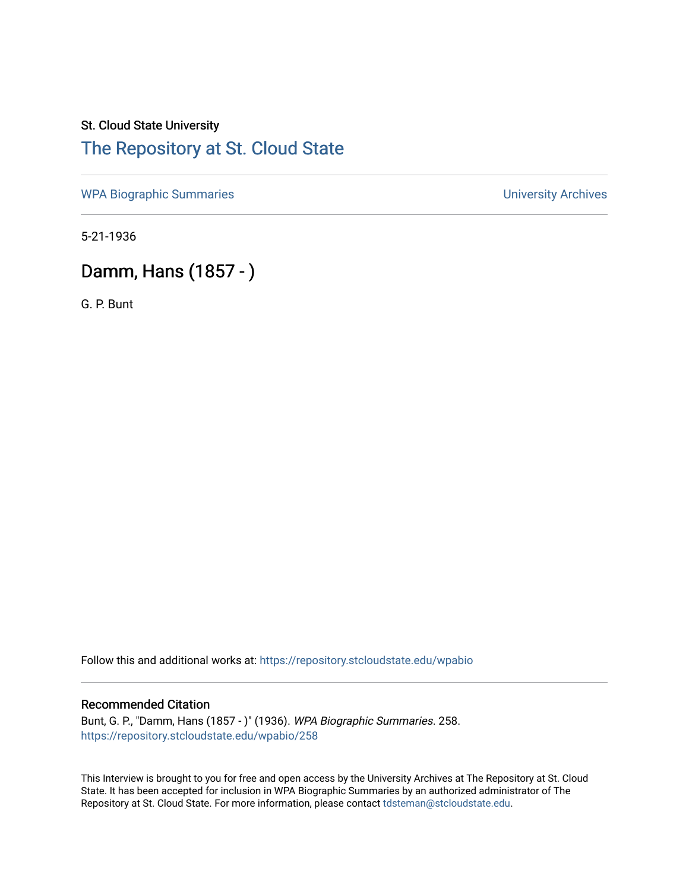St. Cloud State University

# The Repository at St. Cloud State

WPA Biographic Summaries

University Archives

5-21-1936

## Damm, Hans (1857 - )

G. P. Bunt

Follow this and additional works at: https://repository.stcloudstate.edu/wpabio

### Recommended Citation

Bunt, G. P., "Damm, Hans (1857 - )" (1936). *WPA Biographic Summaries*. 258.
https://repository.stcloudstate.edu/wpabio/258

This Interview is brought to you for free and open access by the University Archives at The Repository at St. Cloud State. It has been accepted for inclusion in WPA Biographic Summaries by an authorized administrator of The Repository at St. Cloud State. For more information, please contact tdsteman@stcloudstate.edu.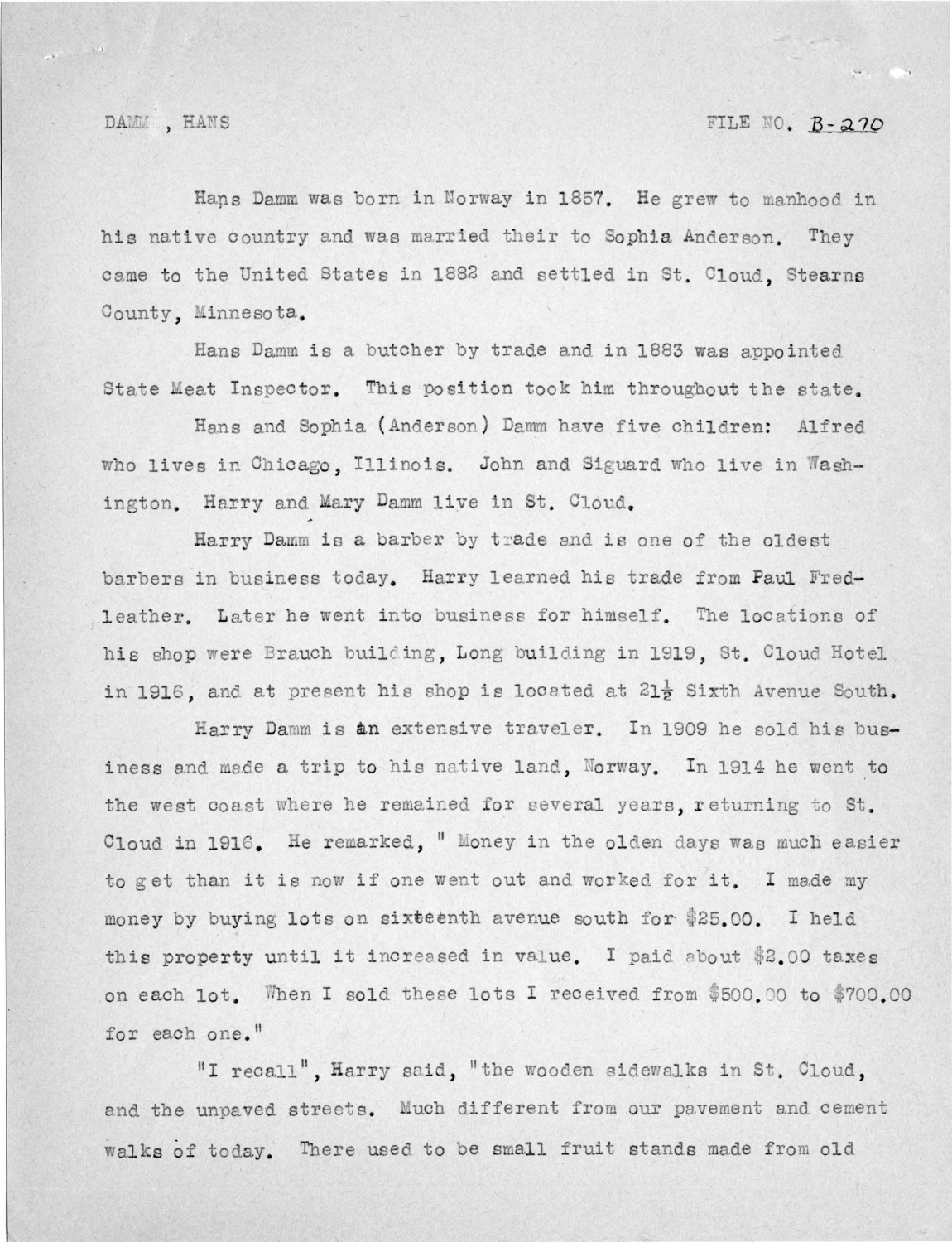DAMM , HANS FILE NO. B-270

Hans Damm was born in Norway in 1857. He grew to manhood in his native country and was married their to Sophia Anderson. They came to the United States in 1882 and settled in St. Cloud, Stearns County, Minnesota.

Hans Damm is a butcher by trade and in 1883 was appointed State Meat Inspector. This position took him throughout the state.

Hans and Sophia (Anderson) Damm have five children: Alfred who lives in Chicago, Illinois. John and Siguard who live in Washington. Harry and Mary Damm live in St. Cloud.

Harry Damm is a barber by trade and is one of the oldest barbers in business today. Harry learned his trade from Paul Fredleather. Later he went into business for himself. The locations of his shop were Brauch building, Long building in 1919, St. Cloud Hotel in 1916, and at present his shop is located at 21½ Sixth Avenue South.

Harry Damm is an extensive traveler. In 1909 he sold his business and made a trip to his native land, Norway. In 1914 he went to the west coast where he remained for several years, returning to St. Cloud in 1916. He remarked, " Money in the olden days was much easier to get than it is now if one went out and worked for it. I made my money by buying lots on sixteenth avenue south for $25.00. I held this property until it increased in value. I paid about $2.00 taxes on each lot. When I sold these lots I received from $500.00 to $700.00 for each one."

"I recall", Harry said, "the wooden sidewalks in St. Cloud, and the unpaved streets. Much different from our pavement and cement walks of today. There used to be small fruit stands made from old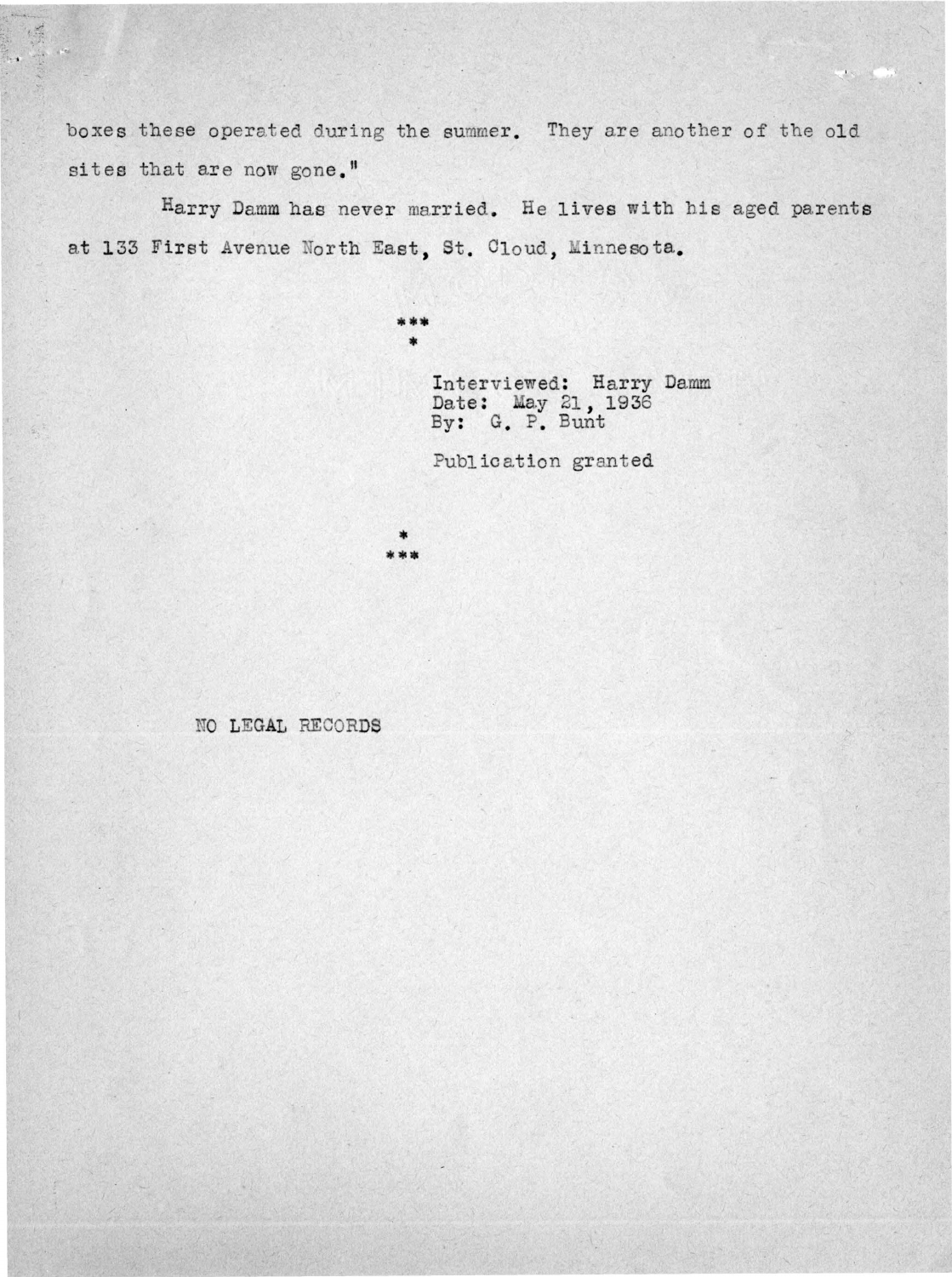boxes these operated during the summer. They are another of the old sites that are now gone."

Harry Damm has never married. He lives with his aged parents at 133 First Avenue North East, St. Cloud, Minnesota.

***
*

Interviewed: Harry Damm
Date: May 21, 1936
By: G. P. Bunt

Publication granted

*
***

NO LEGAL RECORDS